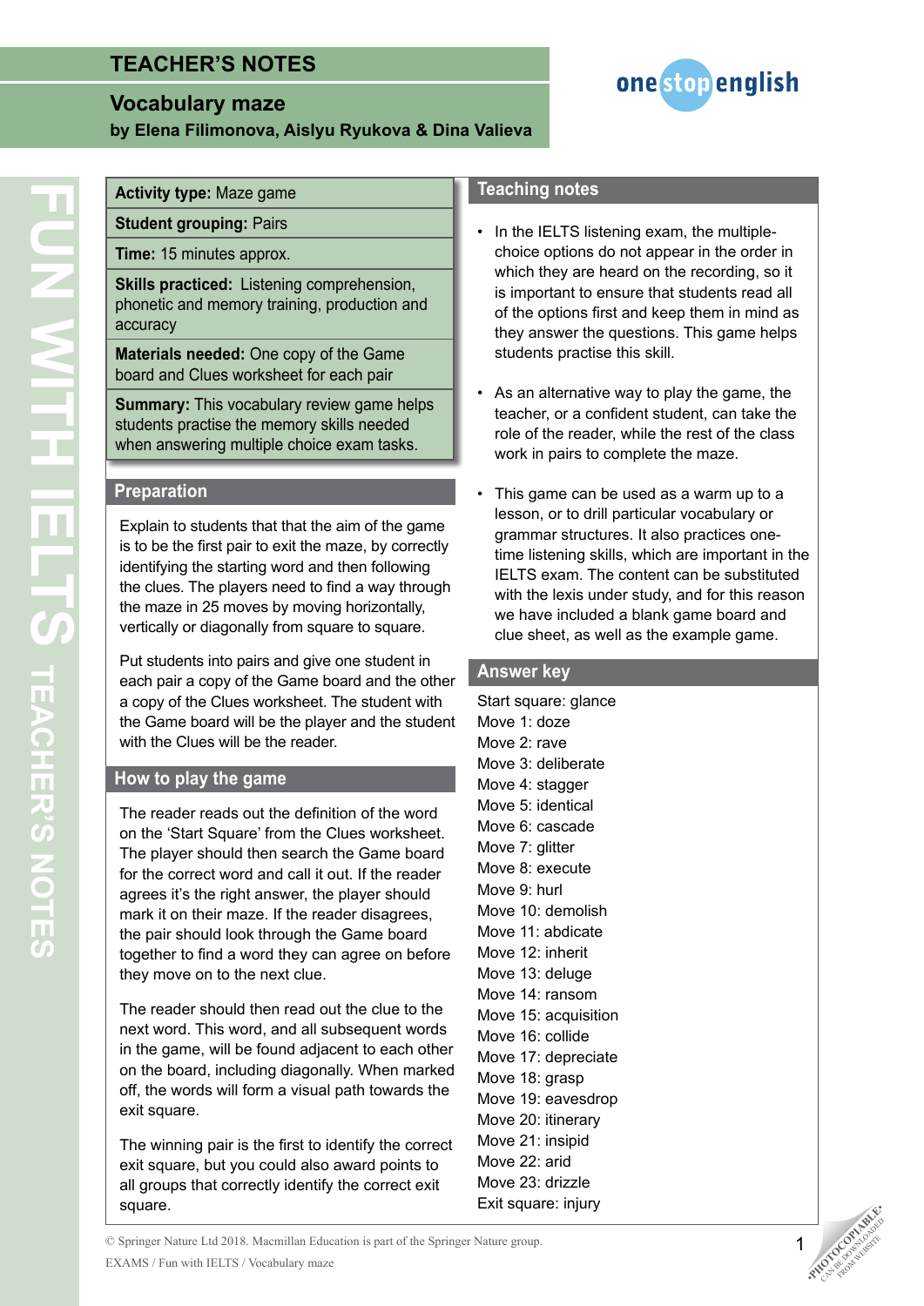# TEACHER'S NOTES

## Vocabulary maze

**by Elena Filimonova, Aislyu Ryukova & Dina Valieva**

**Activity type:** Maze game

**Student grouping:** Pairs

**Time:** 15 minutes approx.

**Skills practiced:** Listening comprehension, phonetic and memory training, production and accuracy

**Materials needed:** One copy of the Game board and Clues worksheet for each pair

**Summary:** This vocabulary review game helps students practise the memory skills needed when answering multiple choice exam tasks.

### Preparation

Explain to students that that the aim of the game is to be the first pair to exit the maze, by correctly identifying the starting word and then following the clues. The players need to find a way through the maze in 25 moves by moving horizontally, vertically or diagonally from square to square.

Put students into pairs and give one student in each pair a copy of the Game board and the other a copy of the Clues worksheet. The student with the Game board will be the player and the student with the Clues will be the reader.

### How to play the game

The reader reads out the definition of the word on the 'Start Square' from the Clues worksheet. The player should then search the Game board for the correct word and call it out. If the reader agrees it's the right answer, the player should mark it on their maze. If the reader disagrees, the pair should look through the Game board together to find a word they can agree on before they move on to the next clue.

The reader should then read out the clue to the next word. This word, and all subsequent words in the game, will be found adjacent to each other on the board, including diagonally. When marked off, the words will form a visual path towards the exit square.

The winning pair is the first to identify the correct exit square, but you could also award points to all groups that correctly identify the correct exit square.

### Teaching notes

- In the IELTS listening exam, the multiple-choice options do not appear in the order in which they are heard on the recording, so it is important to ensure that students read all of the options first and keep them in mind as they answer the questions. This game helps students practise this skill.
- As an alternative way to play the game, the teacher, or a confident student, can take the role of the reader, while the rest of the class work in pairs to complete the maze.
- This game can be used as a warm up to a lesson, or to drill particular vocabulary or grammar structures. It also practices one-time listening skills, which are important in the IELTS exam. The content can be substituted with the lexis under study, and for this reason we have included a blank game board and clue sheet, as well as the example game.

### Answer key

Start square: glance
Move 1: doze
Move 2: rave
Move 3: deliberate
Move 4: stagger
Move 5: identical
Move 6: cascade
Move 7: glitter
Move 8: execute
Move 9: hurl
Move 10: demolish
Move 11: abdicate
Move 12: inherit
Move 13: deluge
Move 14: ransom
Move 15: acquisition
Move 16: collide
Move 17: depreciate
Move 18: grasp
Move 19: eavesdrop
Move 20: itinerary
Move 21: insipid
Move 22: arid
Move 23: drizzle
Exit square: injury

© Springer Nature Ltd 2018. Macmillan Education is part of the Springer Nature group.

EXAMS / Fun with IELTS / Vocabulary maze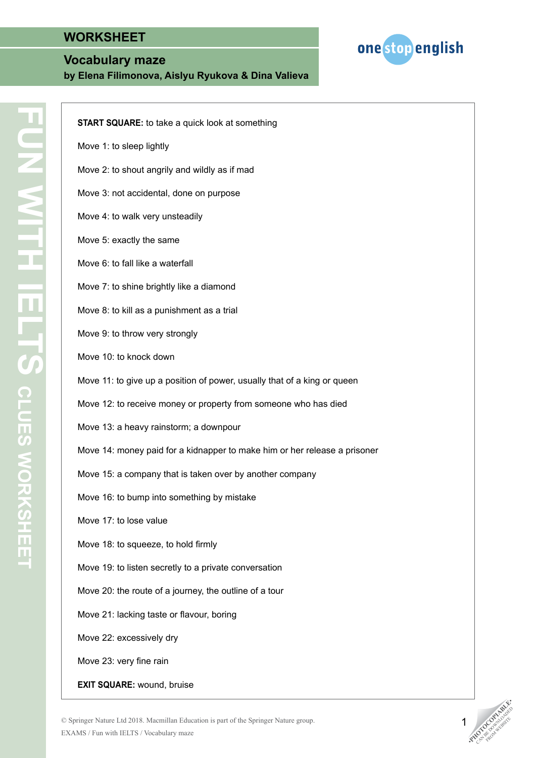# WORKSHEET

## Vocabulary maze

**by Elena Filimonova, Aislyu Ryukova & Dina Valieva**

FUN WITH IELTS CLUES WORKSHEET

**START SQUARE:** to take a quick look at something

Move 1: to sleep lightly

Move 2: to shout angrily and wildly as if mad

Move 3: not accidental, done on purpose

Move 4: to walk very unsteadily

Move 5: exactly the same

Move 6: to fall like a waterfall

Move 7: to shine brightly like a diamond

Move 8: to kill as a punishment as a trial

Move 9: to throw very strongly

Move 10: to knock down

Move 11: to give up a position of power, usually that of a king or queen

Move 12: to receive money or property from someone who has died

Move 13: a heavy rainstorm; a downpour

Move 14: money paid for a kidnapper to make him or her release a prisoner

Move 15: a company that is taken over by another company

Move 16: to bump into something by mistake

Move 17: to lose value

Move 18: to squeeze, to hold firmly

Move 19: to listen secretly to a private conversation

Move 20: the route of a journey, the outline of a tour

Move 21: lacking taste or flavour, boring

Move 22: excessively dry

Move 23: very fine rain

**EXIT SQUARE:** wound, bruise

© Springer Nature Ltd 2018. Macmillan Education is part of the Springer Nature group.

EXAMS / Fun with IELTS / Vocabulary maze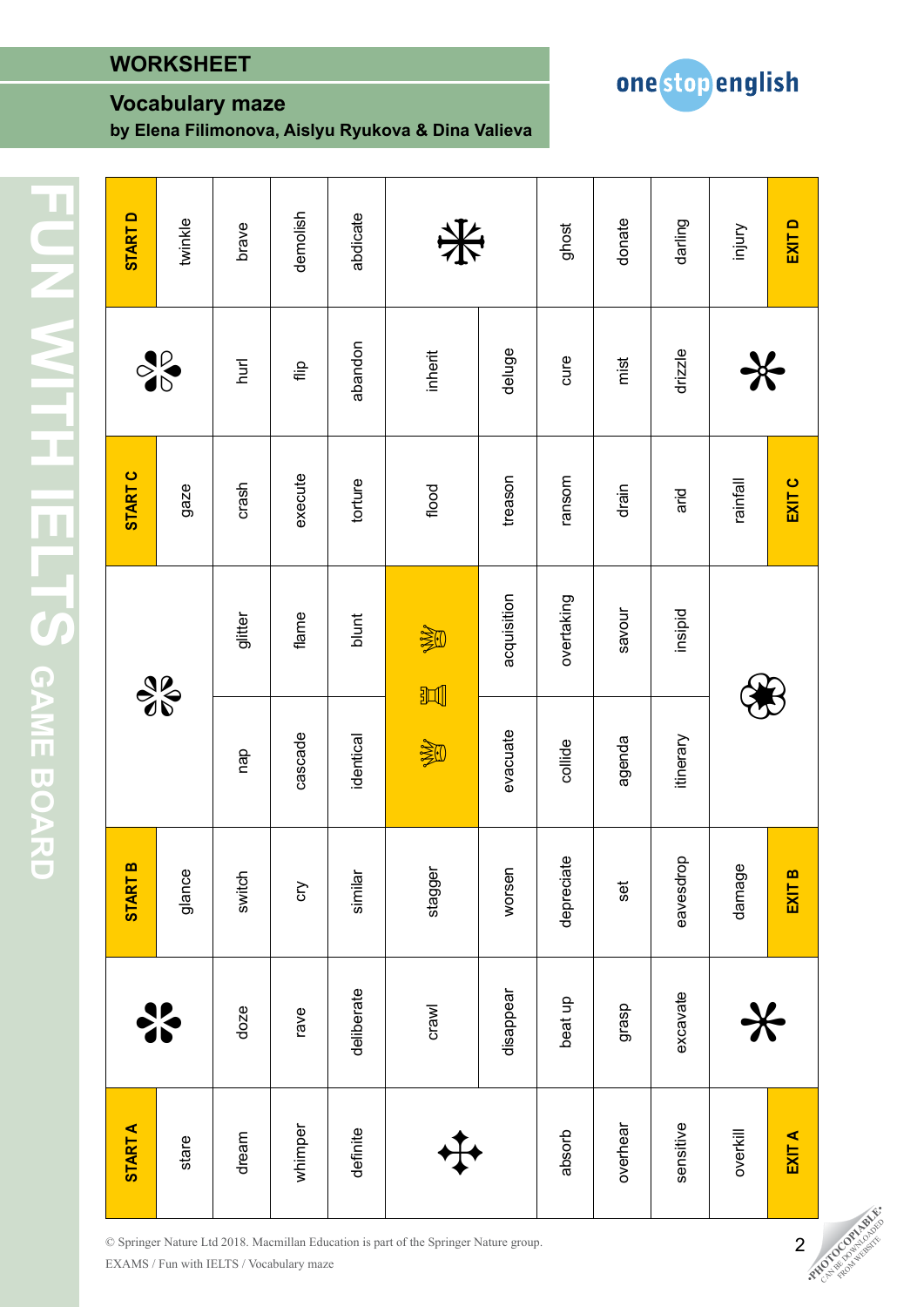## WORKSHEET

# Vocabulary maze

**by Elena Filimonova, Aislyu Ryukova & Dina Valieva**

### FUN WITH IELTS GAME BOARD

| START A | | START B | | | START C | | START D |
|---|---|---|---|---|---|---|---|
| stare | | glance | | | gaze | | twinkle |
| dream | doze | switch | nap | glitter | crash | hurl | brave |
| whimper | rave | cry | cascade | flame | execute | flip | demolish |
| definite | deliberate | similar | identical | blunt | torture | abandon | abdicate |
| | crawl | stagger | | | flood | inherit | |
| | disappear | worsen | evacuate | acquisition | treason | deluge | |
| absorb | beat up | depreciate | collide | overtaking | ransom | cure | ghost |
| overhear | grasp | set | agenda | savour | drain | mist | donate |
| sensitive | excavate | eavesdrop | itinerary | insipid | arid | drizzle | darling |
| overkill | | damage | | | rainfall | | injury |
| EXIT A | | EXIT B | | | EXIT C | | EXIT D |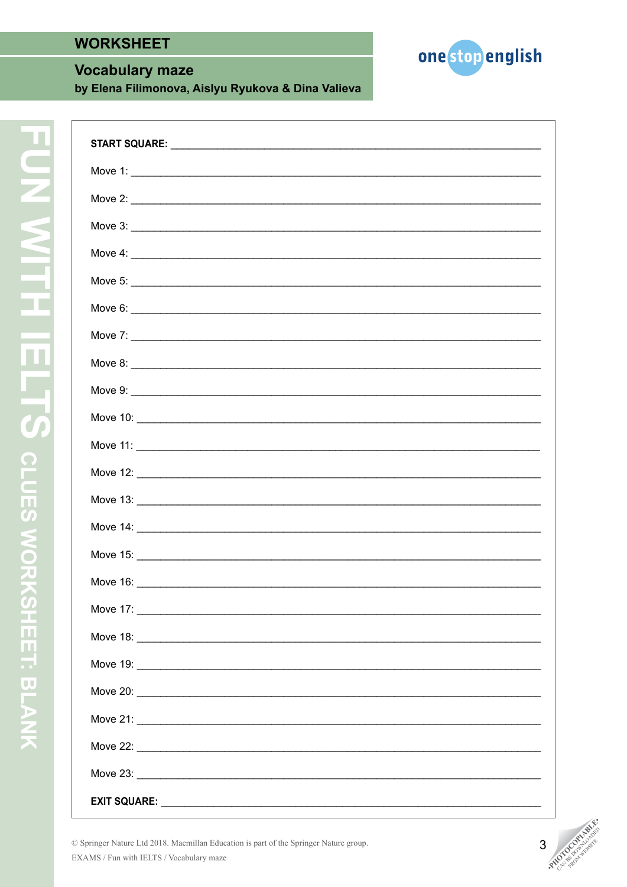## WORKSHEET

# Vocabulary maze

**by Elena Filimonova, Aislyu Ryukova & Dina Valieva**

FUN WITH IELTS CLUES WORKSHEET: BLANK

**START SQUARE:** ______________________________________________

Move 1: ______________________________________________

Move 2: ______________________________________________

Move 3: ______________________________________________

Move 4: ______________________________________________

Move 5: ______________________________________________

Move 6: ______________________________________________

Move 7: ______________________________________________

Move 8: ______________________________________________

Move 9: ______________________________________________

Move 10: ______________________________________________

Move 11: ______________________________________________

Move 12: ______________________________________________

Move 13: ______________________________________________

Move 14: ______________________________________________

Move 15: ______________________________________________

Move 16: ______________________________________________

Move 17: ______________________________________________

Move 18: ______________________________________________

Move 19: ______________________________________________

Move 20: ______________________________________________

Move 21: ______________________________________________

Move 22: ______________________________________________

Move 23: ______________________________________________

**EXIT SQUARE:** ______________________________________________

© Springer Nature Ltd 2018. Macmillan Education is part of the Springer Nature group.

EXAMS / Fun with IELTS / Vocabulary maze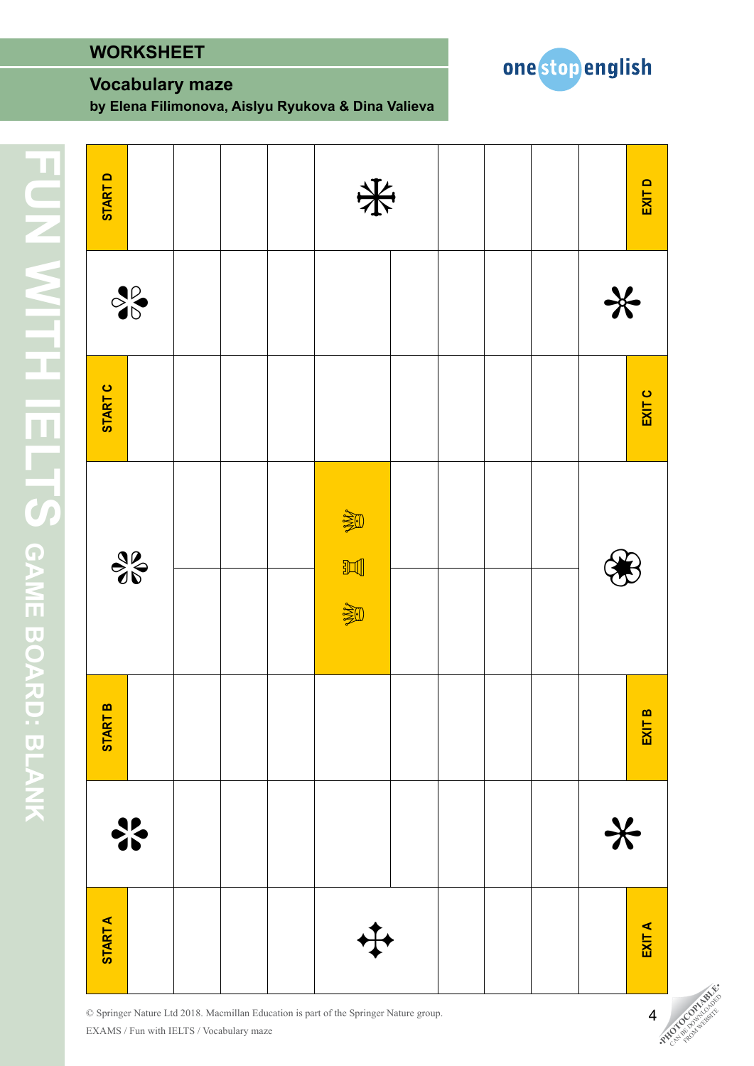## WORKSHEET

### Vocabulary maze

**by Elena Filimonova, Aislyu Ryukova & Dina Valieva**

**FUN WITH IELTS GAME BOARD: BLANK**

START D

EXIT D

START C

EXIT C

START B

EXIT B

START A

EXIT A

© Springer Nature Ltd 2018. Macmillan Education is part of the Springer Nature group.

EXAMS / Fun with IELTS / Vocabulary maze